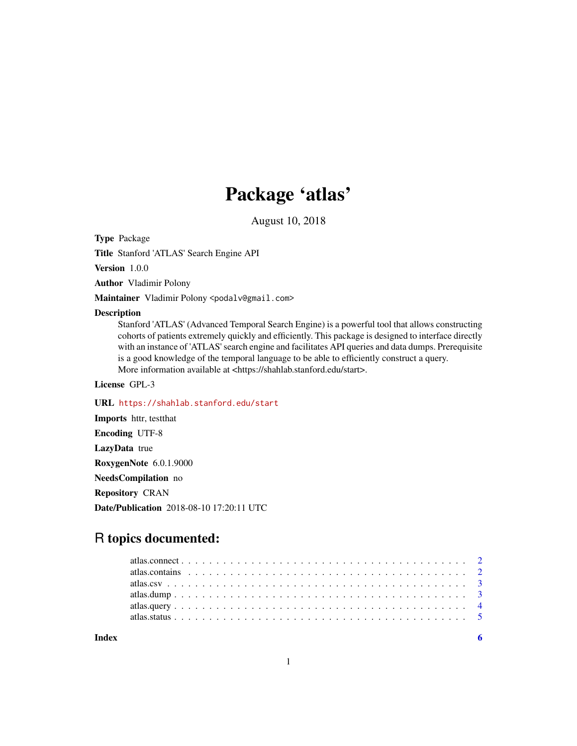# Package 'atlas'

August 10, 2018

**Type** Package

**Title** Stanford 'ATLAS' Search Engine API

**Version** 1.0.0

**Author** Vladimir Polony

**Maintainer** Vladimir Polony <podalv@gmail.com>

**Description**
Stanford 'ATLAS' (Advanced Temporal Search Engine) is a powerful tool that allows constructing cohorts of patients extremely quickly and efficiently. This package is designed to interface directly with an instance of 'ATLAS' search engine and facilitates API queries and data dumps. Prerequisite is a good knowledge of the temporal language to be able to efficiently construct a query. More information available at <https://shahlab.stanford.edu/start>.

**License** GPL-3

**URL** https://shahlab.stanford.edu/start

**Imports** httr, testthat

**Encoding** UTF-8

**LazyData** true

**RoxygenNote** 6.0.1.9000

**NeedsCompilation** no

**Repository** CRAN

**Date/Publication** 2018-08-10 17:20:11 UTC

## R topics documented:

- atlas.connect . . . . . . . . . . . . . . . . . . . . . . . . . . . . . . . . . . . . . . . . 2
- atlas.contains . . . . . . . . . . . . . . . . . . . . . . . . . . . . . . . . . . . . . . . 2
- atlas.csv . . . . . . . . . . . . . . . . . . . . . . . . . . . . . . . . . . . . . . . . . . 3
- atlas.dump . . . . . . . . . . . . . . . . . . . . . . . . . . . . . . . . . . . . . . . . . 3
- atlas.query . . . . . . . . . . . . . . . . . . . . . . . . . . . . . . . . . . . . . . . . 4
- atlas.status . . . . . . . . . . . . . . . . . . . . . . . . . . . . . . . . . . . . . . . . 5

**Index** 6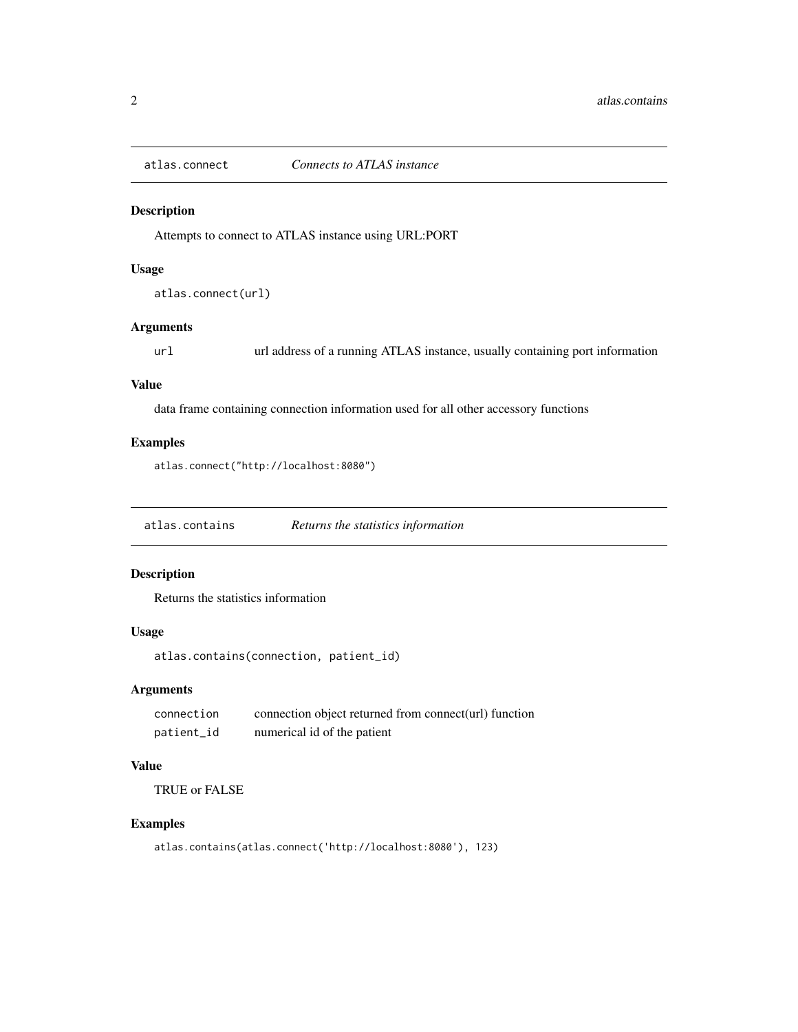## atlas.connect — *Connects to ATLAS instance*

### Description

Attempts to connect to ATLAS instance using URL:PORT

### Usage

```
atlas.connect(url)
```

### Arguments

| | |
|---|---|
| `url` | url address of a running ATLAS instance, usually containing port information |

### Value

data frame containing connection information used for all other accessory functions

### Examples

```
atlas.connect("http://localhost:8080")
```

## atlas.contains — *Returns the statistics information*

### Description

Returns the statistics information

### Usage

```
atlas.contains(connection, patient_id)
```

### Arguments

| | |
|---|---|
| `connection` | connection object returned from connect(url) function |
| `patient_id` | numerical id of the patient |

### Value

TRUE or FALSE

### Examples

```
atlas.contains(atlas.connect('http://localhost:8080'), 123)
```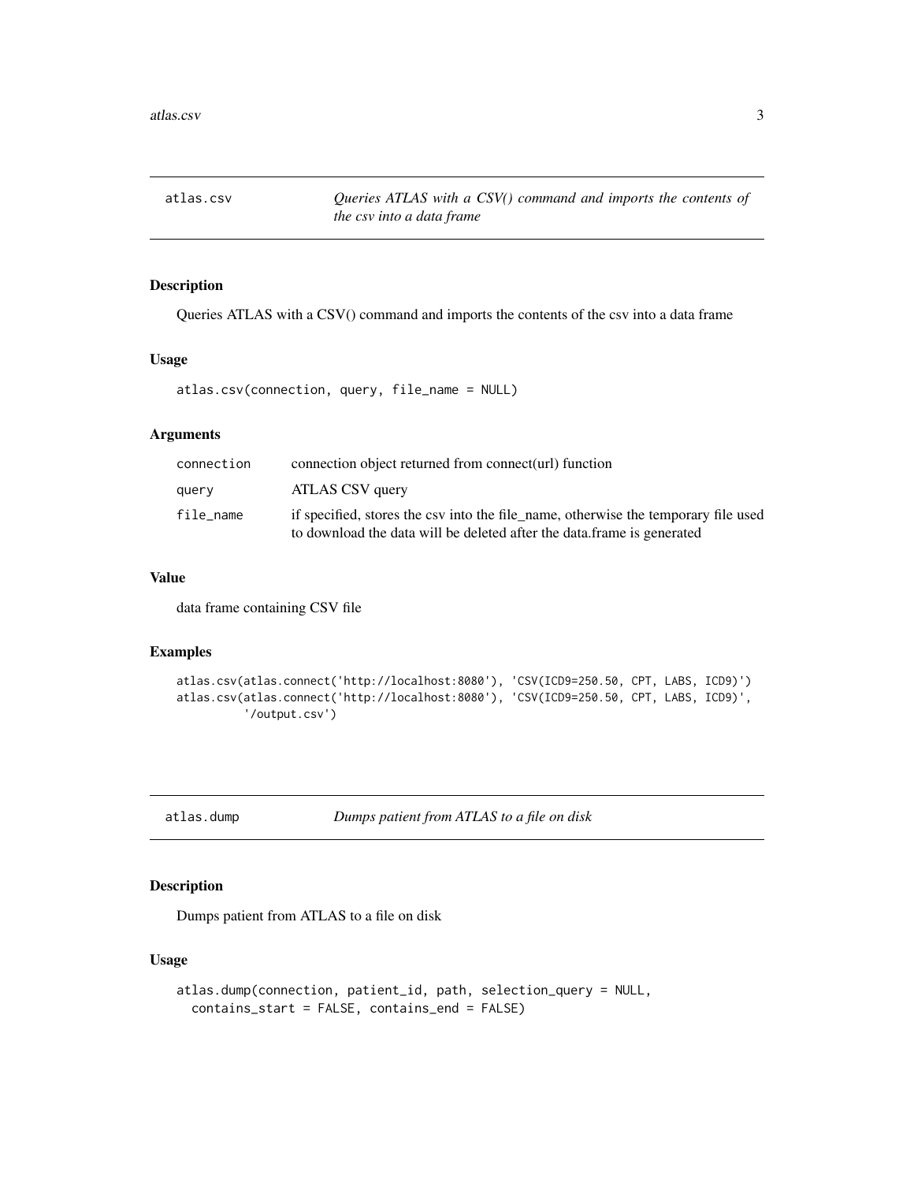## atlas.csv — *Queries ATLAS with a CSV() command and imports the contents of the csv into a data frame*

### Description

Queries ATLAS with a CSV() command and imports the contents of the csv into a data frame

### Usage

```
atlas.csv(connection, query, file_name = NULL)
```

### Arguments

| | |
|---|---|
| connection | connection object returned from connect(url) function |
| query | ATLAS CSV query |
| file_name | if specified, stores the csv into the file_name, otherwise the temporary file used to download the data will be deleted after the data.frame is generated |

### Value

data frame containing CSV file

### Examples

```
atlas.csv(atlas.connect('http://localhost:8080'), 'CSV(ICD9=250.50, CPT, LABS, ICD9)')
atlas.csv(atlas.connect('http://localhost:8080'), 'CSV(ICD9=250.50, CPT, LABS, ICD9)',
          '/output.csv')
```

## atlas.dump — *Dumps patient from ATLAS to a file on disk*

### Description

Dumps patient from ATLAS to a file on disk

### Usage

```
atlas.dump(connection, patient_id, path, selection_query = NULL,
  contains_start = FALSE, contains_end = FALSE)
```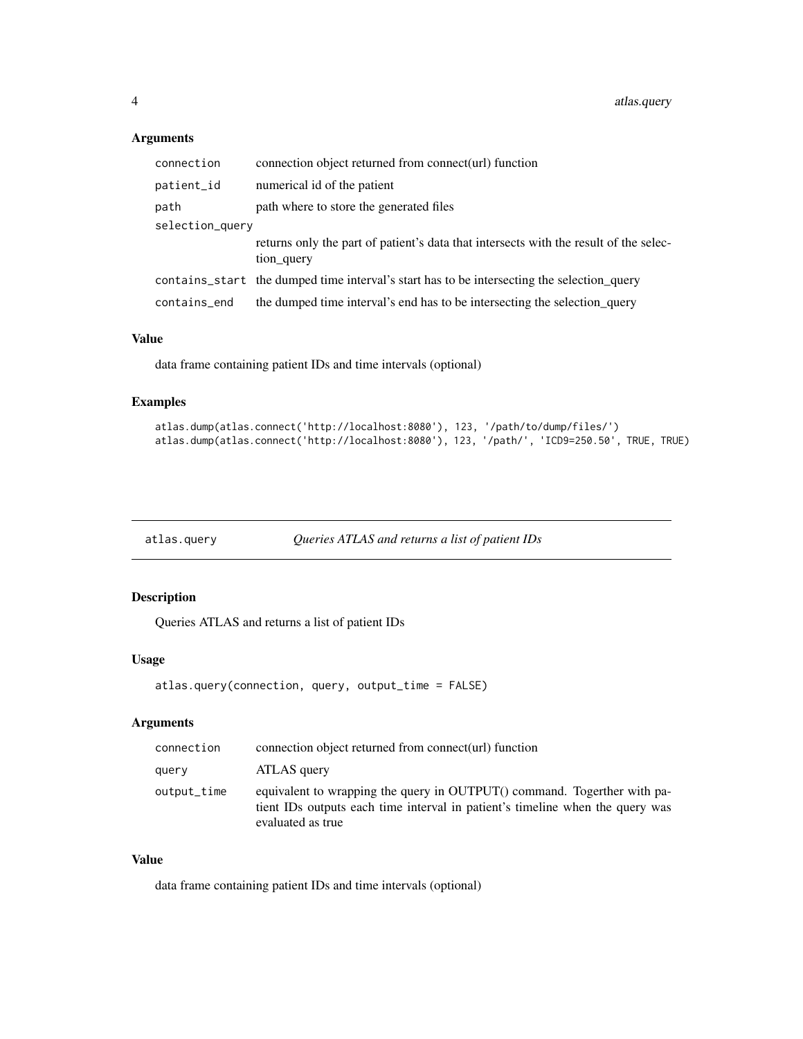### Arguments

| | |
|---|---|
| connection | connection object returned from connect(url) function |
| patient_id | numerical id of the patient |
| path | path where to store the generated files |
| selection_query | returns only the part of patient's data that intersects with the result of the selection_query |
| contains_start | the dumped time interval's start has to be intersecting the selection_query |
| contains_end | the dumped time interval's end has to be intersecting the selection_query |

### Value

data frame containing patient IDs and time intervals (optional)

### Examples

```
atlas.dump(atlas.connect('http://localhost:8080'), 123, '/path/to/dump/files/')
atlas.dump(atlas.connect('http://localhost:8080'), 123, '/path/', 'ICD9=250.50', TRUE, TRUE)
```

---

## atlas.query *Queries ATLAS and returns a list of patient IDs*

### Description

Queries ATLAS and returns a list of patient IDs

### Usage

```
atlas.query(connection, query, output_time = FALSE)
```

### Arguments

| | |
|---|---|
| connection | connection object returned from connect(url) function |
| query | ATLAS query |
| output_time | equivalent to wrapping the query in OUTPUT() command. Togerther with patient IDs outputs each time interval in patient's timeline when the query was evaluated as true |

### Value

data frame containing patient IDs and time intervals (optional)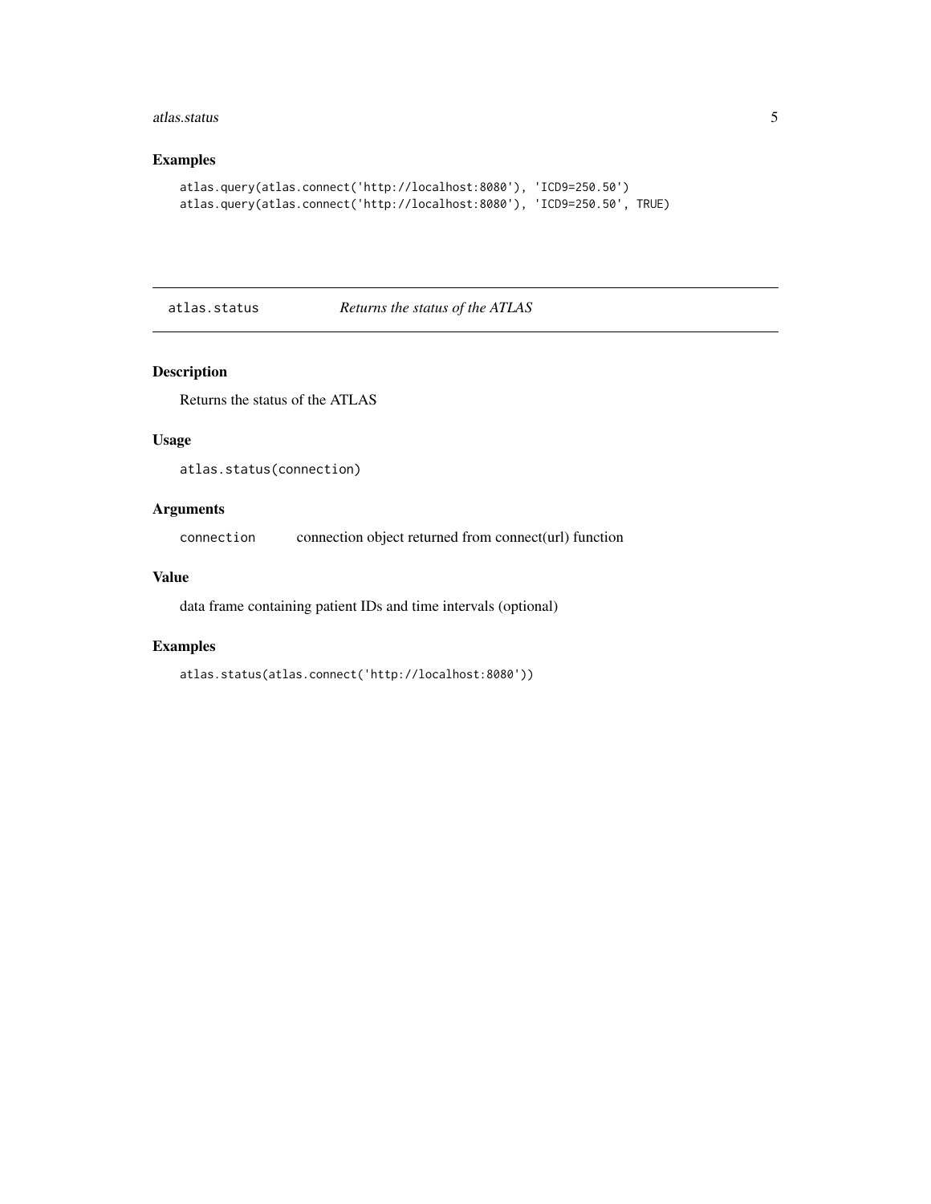## Examples

```
atlas.query(atlas.connect('http://localhost:8080'), 'ICD9=250.50')
atlas.query(atlas.connect('http://localhost:8080'), 'ICD9=250.50', TRUE)
```

---

`atlas.status` *Returns the status of the ATLAS*

---

## Description

Returns the status of the ATLAS

## Usage

```
atlas.status(connection)
```

## Arguments

| | |
|---|---|
| `connection` | connection object returned from connect(url) function |

## Value

data frame containing patient IDs and time intervals (optional)

## Examples

```
atlas.status(atlas.connect('http://localhost:8080'))
```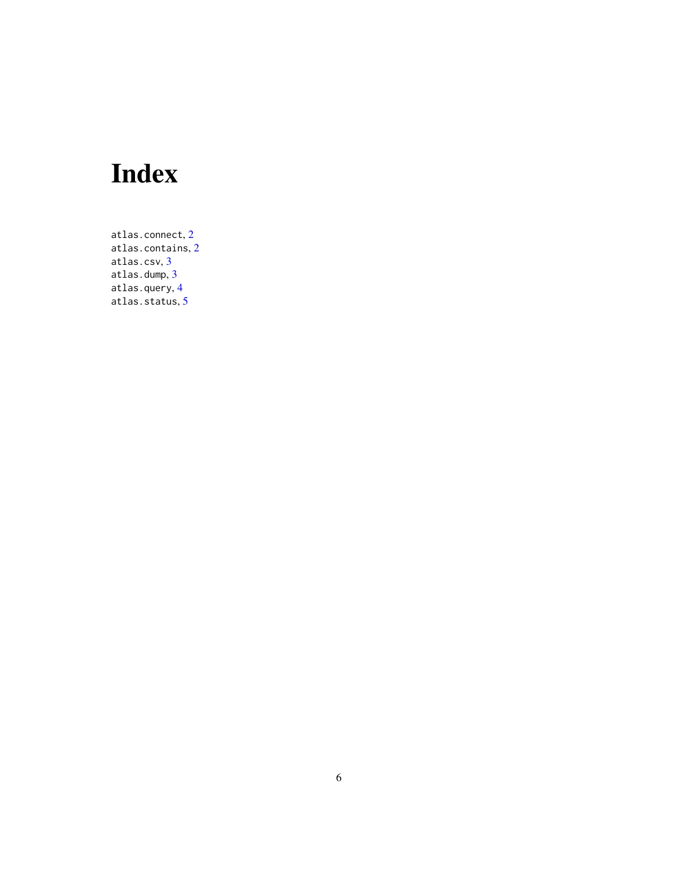# Index

atlas.connect, 2
atlas.contains, 2
atlas.csv, 3
atlas.dump, 3
atlas.query, 4
atlas.status, 5